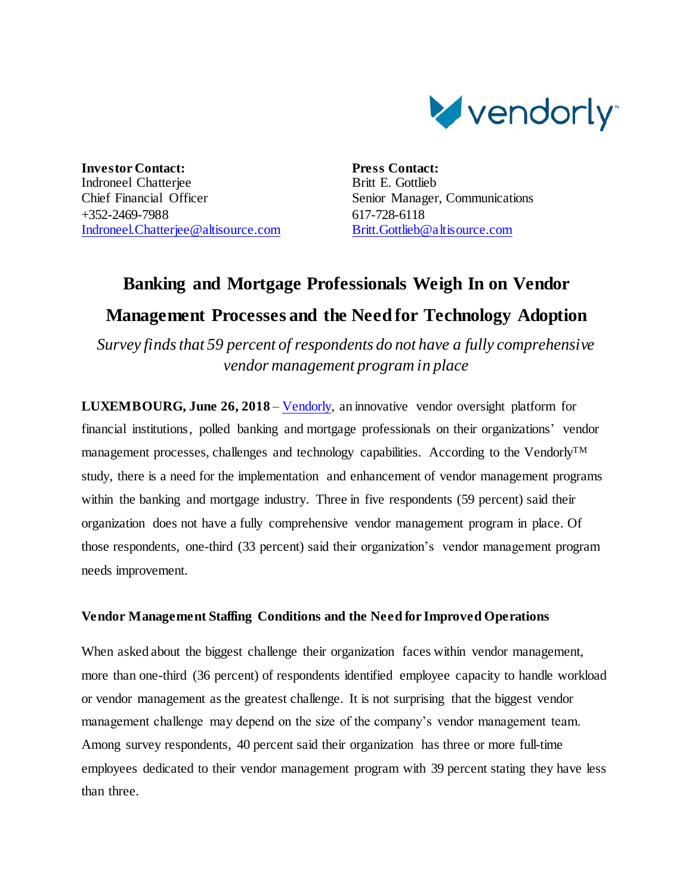**Investor Contact:**
Indroneel Chatterjee
Chief Financial Officer
+352-2469-7988
Indroneel.Chatterjee@altisource.com

**Press Contact:**
Britt E. Gottlieb
Senior Manager, Communications
617-728-6118
Britt.Gottlieb@altisource.com

# Banking and Mortgage Professionals Weigh In on Vendor Management Processes and the Need for Technology Adoption

*Survey finds that 59 percent of respondents do not have a fully comprehensive vendor management program in place*

**LUXEMBOURG, June 26, 2018** – Vendorly, an innovative vendor oversight platform for financial institutions, polled banking and mortgage professionals on their organizations' vendor management processes, challenges and technology capabilities. According to the Vendorly™ study, there is a need for the implementation and enhancement of vendor management programs within the banking and mortgage industry. Three in five respondents (59 percent) said their organization does not have a fully comprehensive vendor management program in place. Of those respondents, one-third (33 percent) said their organization's vendor management program needs improvement.

### Vendor Management Staffing Conditions and the Need for Improved Operations

When asked about the biggest challenge their organization faces within vendor management, more than one-third (36 percent) of respondents identified employee capacity to handle workload or vendor management as the greatest challenge. It is not surprising that the biggest vendor management challenge may depend on the size of the company's vendor management team. Among survey respondents, 40 percent said their organization has three or more full-time employees dedicated to their vendor management program with 39 percent stating they have less than three.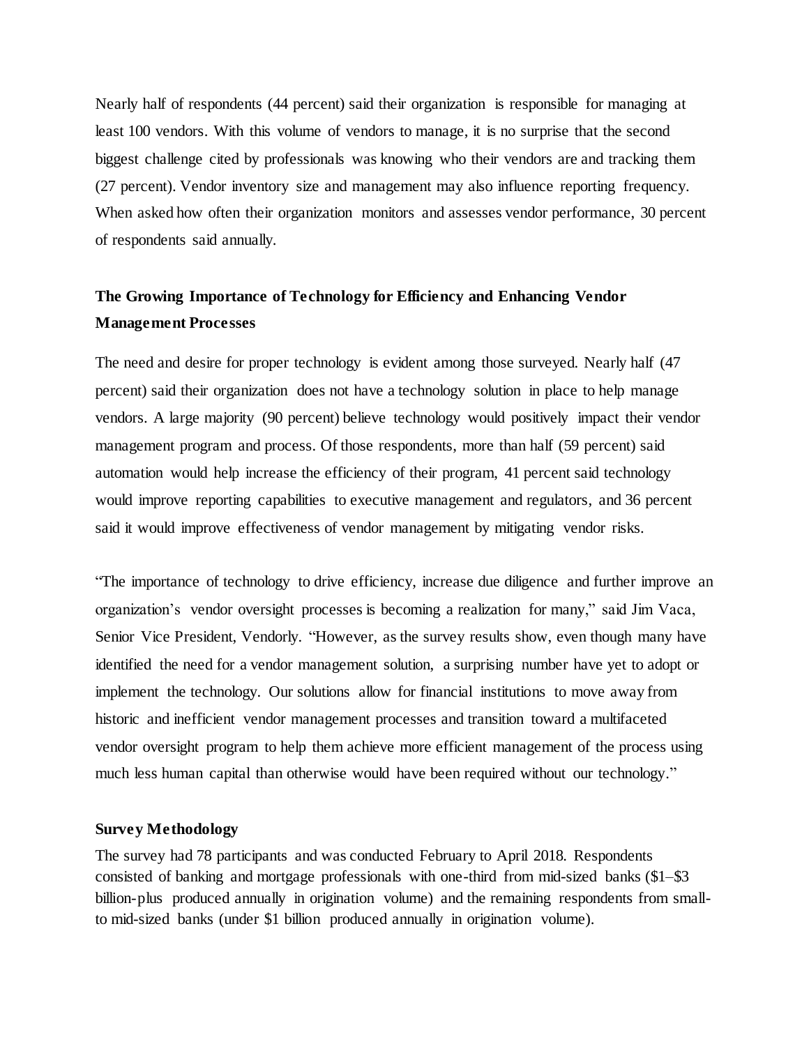Nearly half of respondents (44 percent) said their organization is responsible for managing at least 100 vendors. With this volume of vendors to manage, it is no surprise that the second biggest challenge cited by professionals was knowing who their vendors are and tracking them (27 percent). Vendor inventory size and management may also influence reporting frequency. When asked how often their organization monitors and assesses vendor performance, 30 percent of respondents said annually.

## The Growing Importance of Technology for Efficiency and Enhancing Vendor Management Processes

The need and desire for proper technology is evident among those surveyed. Nearly half (47 percent) said their organization does not have a technology solution in place to help manage vendors. A large majority (90 percent) believe technology would positively impact their vendor management program and process. Of those respondents, more than half (59 percent) said automation would help increase the efficiency of their program, 41 percent said technology would improve reporting capabilities to executive management and regulators, and 36 percent said it would improve effectiveness of vendor management by mitigating vendor risks.

"The importance of technology to drive efficiency, increase due diligence and further improve an organization's vendor oversight processes is becoming a realization for many," said Jim Vaca, Senior Vice President, Vendorly. "However, as the survey results show, even though many have identified the need for a vendor management solution, a surprising number have yet to adopt or implement the technology. Our solutions allow for financial institutions to move away from historic and inefficient vendor management processes and transition toward a multifaceted vendor oversight program to help them achieve more efficient management of the process using much less human capital than otherwise would have been required without our technology."

### Survey Methodology

The survey had 78 participants and was conducted February to April 2018. Respondents consisted of banking and mortgage professionals with one-third from mid-sized banks ($1–$3 billion-plus produced annually in origination volume) and the remaining respondents from small- to mid-sized banks (under $1 billion produced annually in origination volume).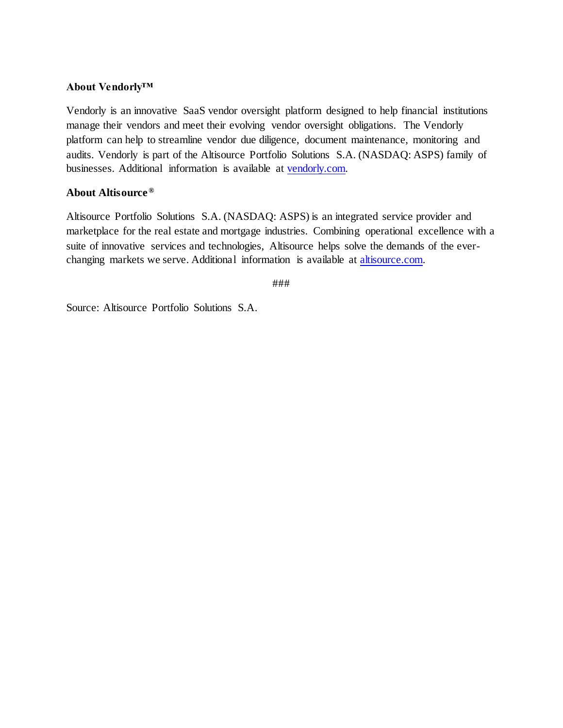**About Vendorly™**

Vendorly is an innovative SaaS vendor oversight platform designed to help financial institutions manage their vendors and meet their evolving vendor oversight obligations. The Vendorly platform can help to streamline vendor due diligence, document maintenance, monitoring and audits. Vendorly is part of the Altisource Portfolio Solutions S.A. (NASDAQ: ASPS) family of businesses. Additional information is available at [vendorly.com](http://vendorly.com).

**About Altisource®**

Altisource Portfolio Solutions S.A. (NASDAQ: ASPS) is an integrated service provider and marketplace for the real estate and mortgage industries. Combining operational excellence with a suite of innovative services and technologies, Altisource helps solve the demands of the ever-changing markets we serve. Additional information is available at [altisource.com](http://altisource.com).

###

Source: Altisource Portfolio Solutions S.A.